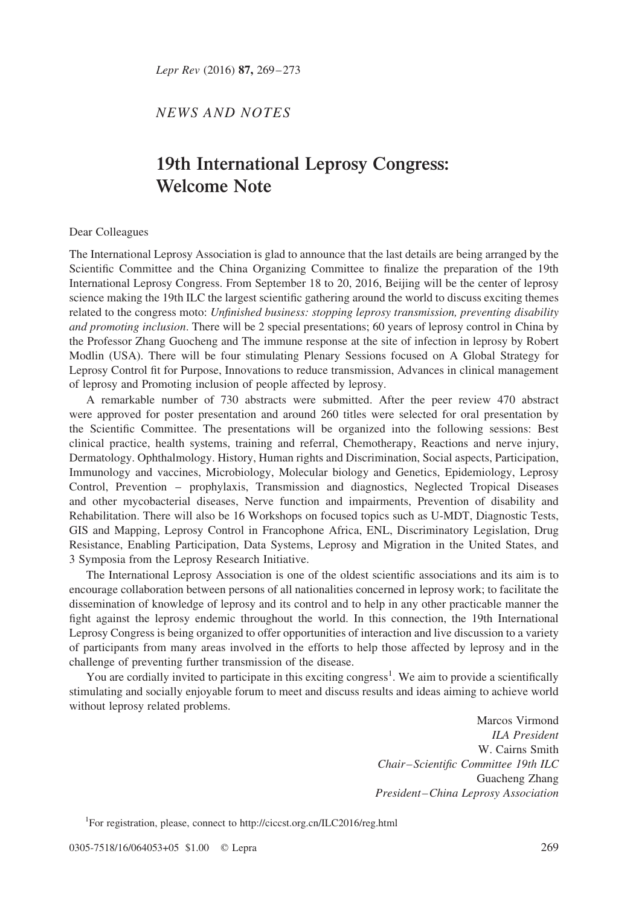*NEWS AND NOTES*

# 19th International Leprosy Congress: Welcome Note

Dear Colleagues

The International Leprosy Association is glad to announce that the last details are being arranged by the Scientific Committee and the China Organizing Committee to finalize the preparation of the 19th International Leprosy Congress. From September 18 to 20, 2016, Beijing will be the center of leprosy science making the 19th ILC the largest scientific gathering around the world to discuss exciting themes related to the congress moto: *Unfinished business: stopping leprosy transmission, preventing disability and promoting inclusion*. There will be 2 special presentations; 60 years of leprosy control in China by the Professor Zhang Guocheng and The immune response at the site of infection in leprosy by Robert Modlin (USA). There will be four stimulating Plenary Sessions focused on A Global Strategy for Leprosy Control fit for Purpose, Innovations to reduce transmission, Advances in clinical management of leprosy and Promoting inclusion of people affected by leprosy.

A remarkable number of 730 abstracts were submitted. After the peer review 470 abstract were approved for poster presentation and around 260 titles were selected for oral presentation by the Scientific Committee. The presentations will be organized into the following sessions: Best clinical practice, health systems, training and referral, Chemotherapy, Reactions and nerve injury, Dermatology. Ophthalmology. History, Human rights and Discrimination, Social aspects, Participation, Immunology and vaccines, Microbiology, Molecular biology and Genetics, Epidemiology, Leprosy Control, Prevention – prophylaxis, Transmission and diagnostics, Neglected Tropical Diseases and other mycobacterial diseases, Nerve function and impairments, Prevention of disability and Rehabilitation. There will also be 16 Workshops on focused topics such as U-MDT, Diagnostic Tests, GIS and Mapping, Leprosy Control in Francophone Africa, ENL, Discriminatory Legislation, Drug Resistance, Enabling Participation, Data Systems, Leprosy and Migration in the United States, and 3 Symposia from the Leprosy Research Initiative.

The International Leprosy Association is one of the oldest scientific associations and its aim is to encourage collaboration between persons of all nationalities concerned in leprosy work; to facilitate the dissemination of knowledge of leprosy and its control and to help in any other practicable manner the fight against the leprosy endemic throughout the world. In this connection, the 19th International Leprosy Congress is being organized to offer opportunities of interaction and live discussion to a variety of participants from many areas involved in the efforts to help those affected by leprosy and in the challenge of preventing further transmission of the disease.

You are cordially invited to participate in this exciting congress[1]. We aim to provide a scientifically stimulating and socially enjoyable forum to meet and discuss results and ideas aiming to achieve world without leprosy related problems.

Marcos Virmond
*ILA President*
W. Cairns Smith
*Chair–Scientific Committee 19th ILC*
Guacheng Zhang
*President–China Leprosy Association*

[1] For registration, please, connect to http://ciccst.org.cn/ILC2016/reg.html

0305-7518/16/064053+05 $1.00 © Lepra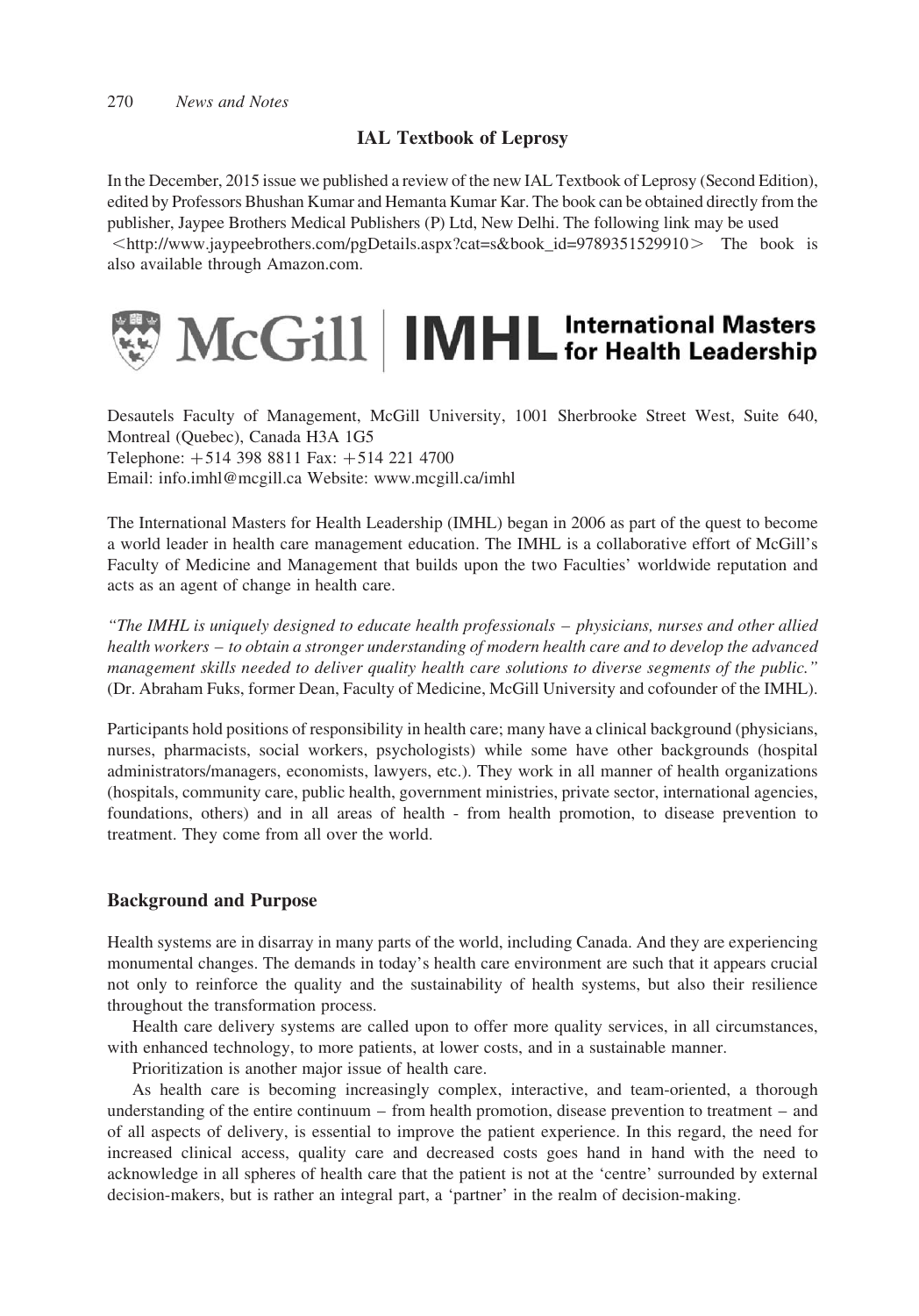## IAL Textbook of Leprosy

In the December, 2015 issue we published a review of the new IAL Textbook of Leprosy (Second Edition), edited by Professors Bhushan Kumar and Hemanta Kumar Kar. The book can be obtained directly from the publisher, Jaypee Brothers Medical Publishers (P) Ltd, New Delhi. The following link may be used <http://www.jaypeebrothers.com/pgDetails.aspx?cat=s&book_id=9789351529910> The book is also available through Amazon.com.

## McGill | IMHL International Masters for Health Leadership

Desautels Faculty of Management, McGill University, 1001 Sherbrooke Street West, Suite 640, Montreal (Quebec), Canada H3A 1G5
Telephone: +514 398 8811 Fax: +514 221 4700
Email: info.imhl@mcgill.ca Website: www.mcgill.ca/imhl

The International Masters for Health Leadership (IMHL) began in 2006 as part of the quest to become a world leader in health care management education. The IMHL is a collaborative effort of McGill's Faculty of Medicine and Management that builds upon the two Faculties' worldwide reputation and acts as an agent of change in health care.

*"The IMHL is uniquely designed to educate health professionals – physicians, nurses and other allied health workers – to obtain a stronger understanding of modern health care and to develop the advanced management skills needed to deliver quality health care solutions to diverse segments of the public."* (Dr. Abraham Fuks, former Dean, Faculty of Medicine, McGill University and cofounder of the IMHL).

Participants hold positions of responsibility in health care; many have a clinical background (physicians, nurses, pharmacists, social workers, psychologists) while some have other backgrounds (hospital administrators/managers, economists, lawyers, etc.). They work in all manner of health organizations (hospitals, community care, public health, government ministries, private sector, international agencies, foundations, others) and in all areas of health - from health promotion, to disease prevention to treatment. They come from all over the world.

### Background and Purpose

Health systems are in disarray in many parts of the world, including Canada. And they are experiencing monumental changes. The demands in today's health care environment are such that it appears crucial not only to reinforce the quality and the sustainability of health systems, but also their resilience throughout the transformation process.

Health care delivery systems are called upon to offer more quality services, in all circumstances, with enhanced technology, to more patients, at lower costs, and in a sustainable manner.

Prioritization is another major issue of health care.

As health care is becoming increasingly complex, interactive, and team-oriented, a thorough understanding of the entire continuum – from health promotion, disease prevention to treatment – and of all aspects of delivery, is essential to improve the patient experience. In this regard, the need for increased clinical access, quality care and decreased costs goes hand in hand with the need to acknowledge in all spheres of health care that the patient is not at the 'centre' surrounded by external decision-makers, but is rather an integral part, a 'partner' in the realm of decision-making.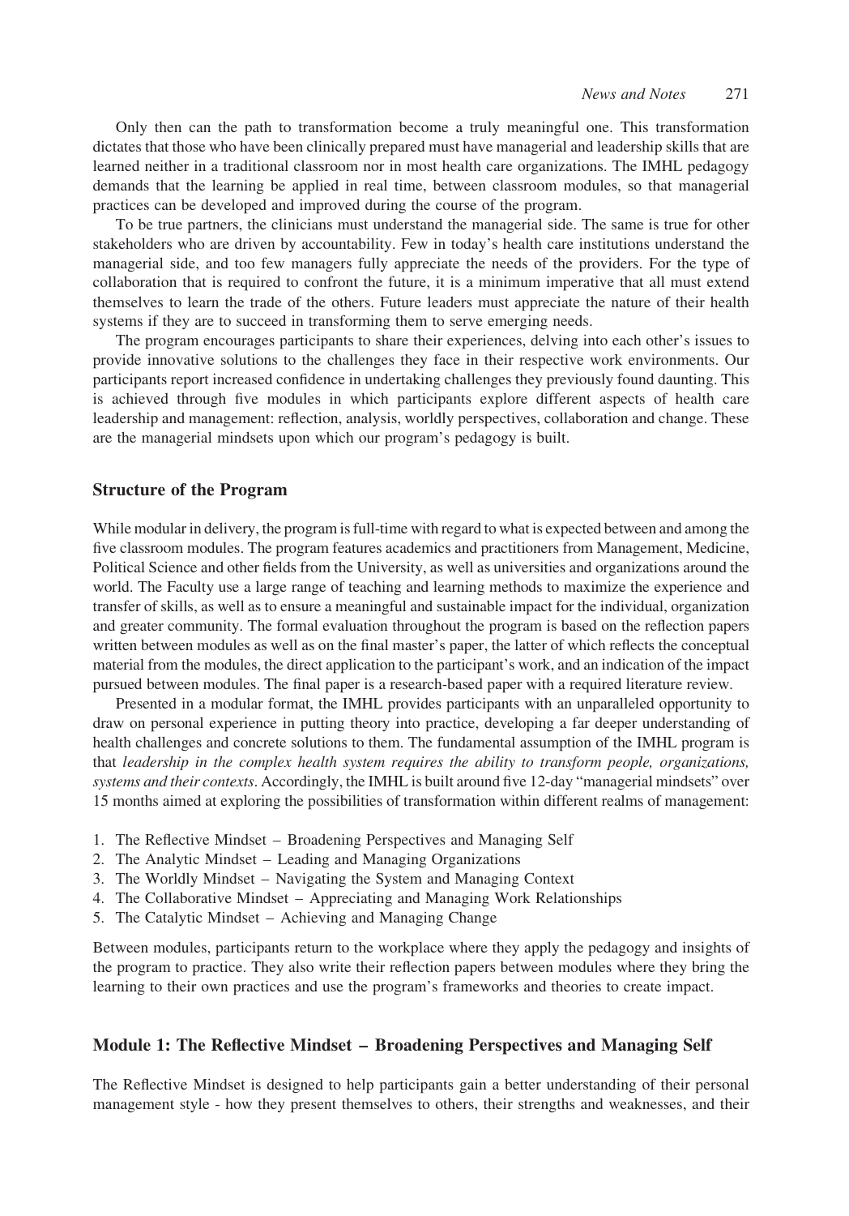Only then can the path to transformation become a truly meaningful one. This transformation dictates that those who have been clinically prepared must have managerial and leadership skills that are learned neither in a traditional classroom nor in most health care organizations. The IMHL pedagogy demands that the learning be applied in real time, between classroom modules, so that managerial practices can be developed and improved during the course of the program.

To be true partners, the clinicians must understand the managerial side. The same is true for other stakeholders who are driven by accountability. Few in today's health care institutions understand the managerial side, and too few managers fully appreciate the needs of the providers. For the type of collaboration that is required to confront the future, it is a minimum imperative that all must extend themselves to learn the trade of the others. Future leaders must appreciate the nature of their health systems if they are to succeed in transforming them to serve emerging needs.

The program encourages participants to share their experiences, delving into each other's issues to provide innovative solutions to the challenges they face in their respective work environments. Our participants report increased confidence in undertaking challenges they previously found daunting. This is achieved through five modules in which participants explore different aspects of health care leadership and management: reflection, analysis, worldly perspectives, collaboration and change. These are the managerial mindsets upon which our program's pedagogy is built.

## Structure of the Program

While modular in delivery, the program is full-time with regard to what is expected between and among the five classroom modules. The program features academics and practitioners from Management, Medicine, Political Science and other fields from the University, as well as universities and organizations around the world. The Faculty use a large range of teaching and learning methods to maximize the experience and transfer of skills, as well as to ensure a meaningful and sustainable impact for the individual, organization and greater community. The formal evaluation throughout the program is based on the reflection papers written between modules as well as on the final master's paper, the latter of which reflects the conceptual material from the modules, the direct application to the participant's work, and an indication of the impact pursued between modules. The final paper is a research-based paper with a required literature review.

Presented in a modular format, the IMHL provides participants with an unparalleled opportunity to draw on personal experience in putting theory into practice, developing a far deeper understanding of health challenges and concrete solutions to them. The fundamental assumption of the IMHL program is that *leadership in the complex health system requires the ability to transform people, organizations, systems and their contexts*. Accordingly, the IMHL is built around five 12-day "managerial mindsets" over 15 months aimed at exploring the possibilities of transformation within different realms of management:

1. The Reflective Mindset – Broadening Perspectives and Managing Self
2. The Analytic Mindset – Leading and Managing Organizations
3. The Worldly Mindset – Navigating the System and Managing Context
4. The Collaborative Mindset – Appreciating and Managing Work Relationships
5. The Catalytic Mindset – Achieving and Managing Change

Between modules, participants return to the workplace where they apply the pedagogy and insights of the program to practice. They also write their reflection papers between modules where they bring the learning to their own practices and use the program's frameworks and theories to create impact.

## Module 1: The Reflective Mindset – Broadening Perspectives and Managing Self

The Reflective Mindset is designed to help participants gain a better understanding of their personal management style - how they present themselves to others, their strengths and weaknesses, and their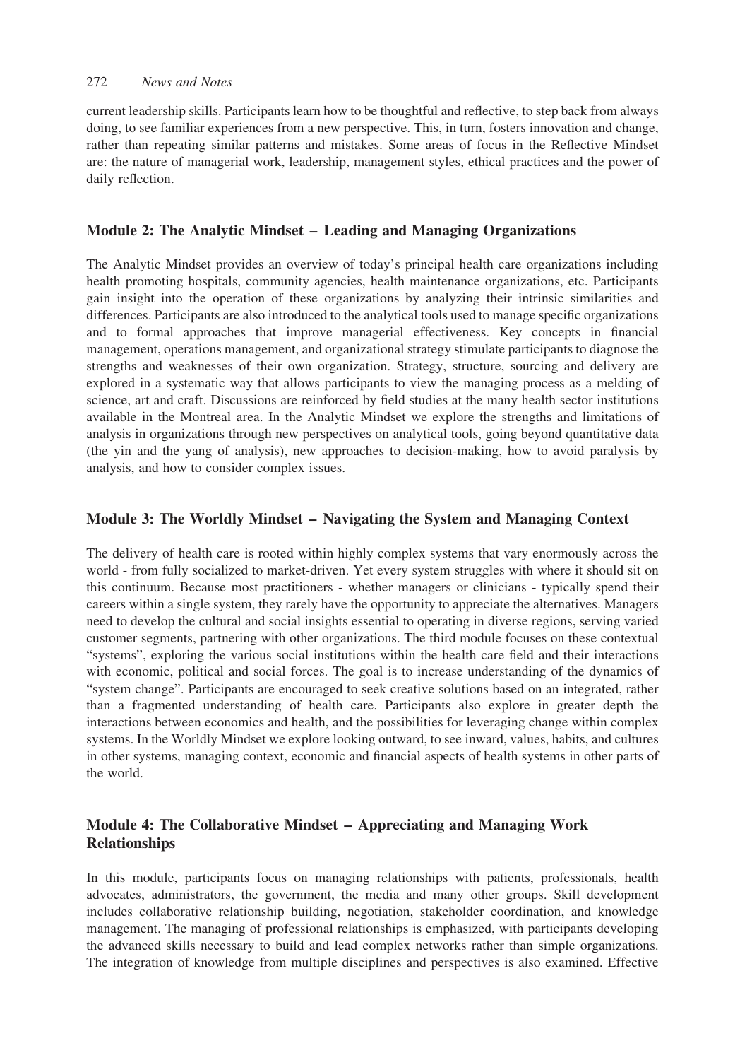current leadership skills. Participants learn how to be thoughtful and reflective, to step back from always doing, to see familiar experiences from a new perspective. This, in turn, fosters innovation and change, rather than repeating similar patterns and mistakes. Some areas of focus in the Reflective Mindset are: the nature of managerial work, leadership, management styles, ethical practices and the power of daily reflection.

### Module 2: The Analytic Mindset – Leading and Managing Organizations

The Analytic Mindset provides an overview of today's principal health care organizations including health promoting hospitals, community agencies, health maintenance organizations, etc. Participants gain insight into the operation of these organizations by analyzing their intrinsic similarities and differences. Participants are also introduced to the analytical tools used to manage specific organizations and to formal approaches that improve managerial effectiveness. Key concepts in financial management, operations management, and organizational strategy stimulate participants to diagnose the strengths and weaknesses of their own organization. Strategy, structure, sourcing and delivery are explored in a systematic way that allows participants to view the managing process as a melding of science, art and craft. Discussions are reinforced by field studies at the many health sector institutions available in the Montreal area. In the Analytic Mindset we explore the strengths and limitations of analysis in organizations through new perspectives on analytical tools, going beyond quantitative data (the yin and the yang of analysis), new approaches to decision-making, how to avoid paralysis by analysis, and how to consider complex issues.

### Module 3: The Worldly Mindset – Navigating the System and Managing Context

The delivery of health care is rooted within highly complex systems that vary enormously across the world - from fully socialized to market-driven. Yet every system struggles with where it should sit on this continuum. Because most practitioners - whether managers or clinicians - typically spend their careers within a single system, they rarely have the opportunity to appreciate the alternatives. Managers need to develop the cultural and social insights essential to operating in diverse regions, serving varied customer segments, partnering with other organizations. The third module focuses on these contextual "systems", exploring the various social institutions within the health care field and their interactions with economic, political and social forces. The goal is to increase understanding of the dynamics of "system change". Participants are encouraged to seek creative solutions based on an integrated, rather than a fragmented understanding of health care. Participants also explore in greater depth the interactions between economics and health, and the possibilities for leveraging change within complex systems. In the Worldly Mindset we explore looking outward, to see inward, values, habits, and cultures in other systems, managing context, economic and financial aspects of health systems in other parts of the world.

### Module 4: The Collaborative Mindset – Appreciating and Managing Work Relationships

In this module, participants focus on managing relationships with patients, professionals, health advocates, administrators, the government, the media and many other groups. Skill development includes collaborative relationship building, negotiation, stakeholder coordination, and knowledge management. The managing of professional relationships is emphasized, with participants developing the advanced skills necessary to build and lead complex networks rather than simple organizations. The integration of knowledge from multiple disciplines and perspectives is also examined. Effective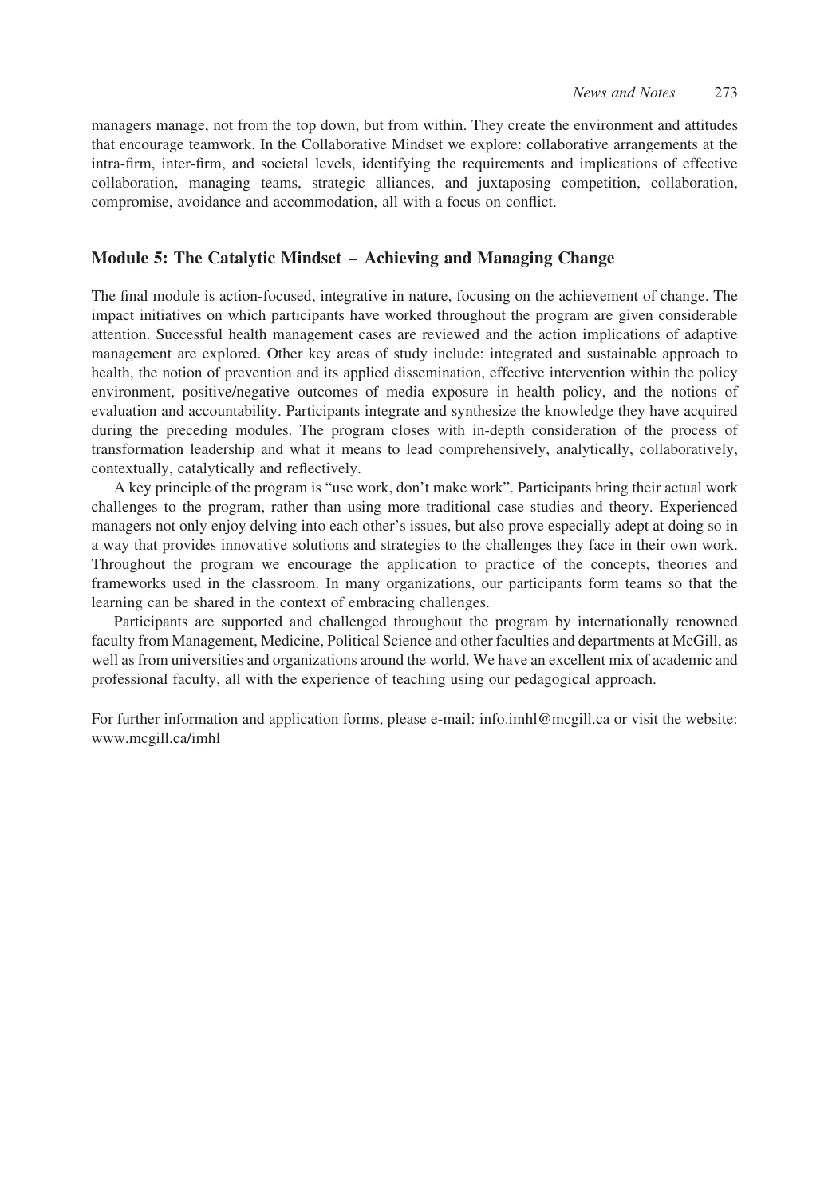managers manage, not from the top down, but from within. They create the environment and attitudes that encourage teamwork. In the Collaborative Mindset we explore: collaborative arrangements at the intra-firm, inter-firm, and societal levels, identifying the requirements and implications of effective collaboration, managing teams, strategic alliances, and juxtaposing competition, collaboration, compromise, avoidance and accommodation, all with a focus on conflict.

## Module 5: The Catalytic Mindset – Achieving and Managing Change

The final module is action-focused, integrative in nature, focusing on the achievement of change. The impact initiatives on which participants have worked throughout the program are given considerable attention. Successful health management cases are reviewed and the action implications of adaptive management are explored. Other key areas of study include: integrated and sustainable approach to health, the notion of prevention and its applied dissemination, effective intervention within the policy environment, positive/negative outcomes of media exposure in health policy, and the notions of evaluation and accountability. Participants integrate and synthesize the knowledge they have acquired during the preceding modules. The program closes with in-depth consideration of the process of transformation leadership and what it means to lead comprehensively, analytically, collaboratively, contextually, catalytically and reflectively.

A key principle of the program is "use work, don't make work". Participants bring their actual work challenges to the program, rather than using more traditional case studies and theory. Experienced managers not only enjoy delving into each other's issues, but also prove especially adept at doing so in a way that provides innovative solutions and strategies to the challenges they face in their own work. Throughout the program we encourage the application to practice of the concepts, theories and frameworks used in the classroom. In many organizations, our participants form teams so that the learning can be shared in the context of embracing challenges.

Participants are supported and challenged throughout the program by internationally renowned faculty from Management, Medicine, Political Science and other faculties and departments at McGill, as well as from universities and organizations around the world. We have an excellent mix of academic and professional faculty, all with the experience of teaching using our pedagogical approach.

For further information and application forms, please e-mail: info.imhl@mcgill.ca or visit the website: www.mcgill.ca/imhl